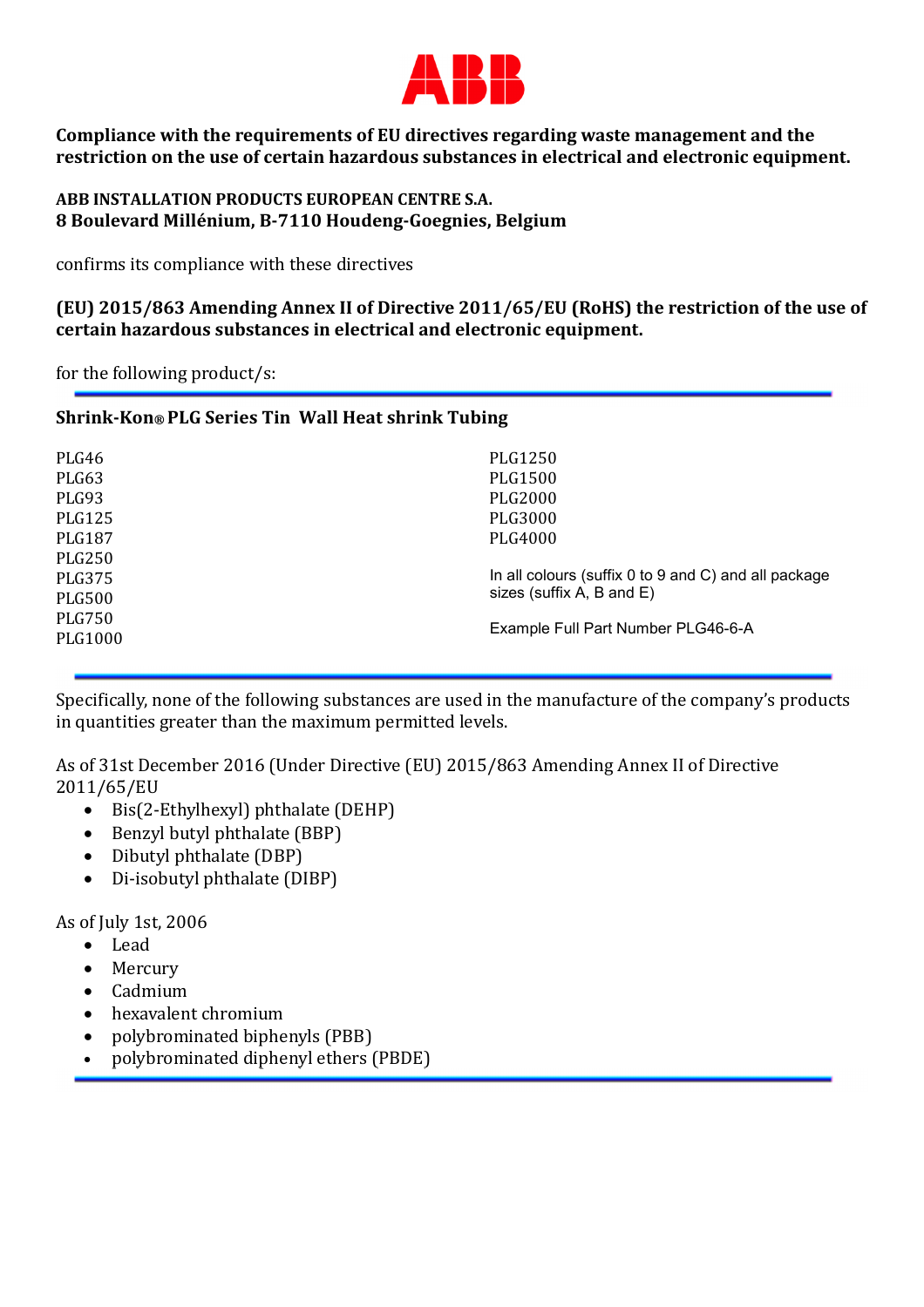ABB

**Compliance with the requirements of EU directives regarding waste management and the restriction on the use of certain hazardous substances in electrical and electronic equipment.**

**ABB INSTALLATION PRODUCTS EUROPEAN CENTRE S.A.**
**8 Boulevard Millénium, B-7110 Houdeng-Goegnies, Belgium**

confirms its compliance with these directives

**(EU) 2015/863 Amending Annex II of Directive 2011/65/EU (RoHS) the restriction of the use of certain hazardous substances in electrical and electronic equipment.**

for the following product/s:

---

**Shrink-Kon® PLG Series Tin Wall Heat shrink Tubing**

PLG46
PLG63
PLG93
PLG125
PLG187
PLG250
PLG375
PLG500
PLG750
PLG1000
PLG1250
PLG1500
PLG2000
PLG3000
PLG4000

In all colours (suffix 0 to 9 and C) and all package sizes (suffix A, B and E)

Example Full Part Number PLG46-6-A

---

Specifically, none of the following substances are used in the manufacture of the company's products in quantities greater than the maximum permitted levels.

As of 31st December 2016 (Under Directive (EU) 2015/863 Amending Annex II of Directive 2011/65/EU

- Bis(2-Ethylhexyl) phthalate (DEHP)
- Benzyl butyl phthalate (BBP)
- Dibutyl phthalate (DBP)
- Di-isobutyl phthalate (DIBP)

As of July 1st, 2006

- Lead
- Mercury
- Cadmium
- hexavalent chromium
- polybrominated biphenyls (PBB)
- polybrominated diphenyl ethers (PBDE)

---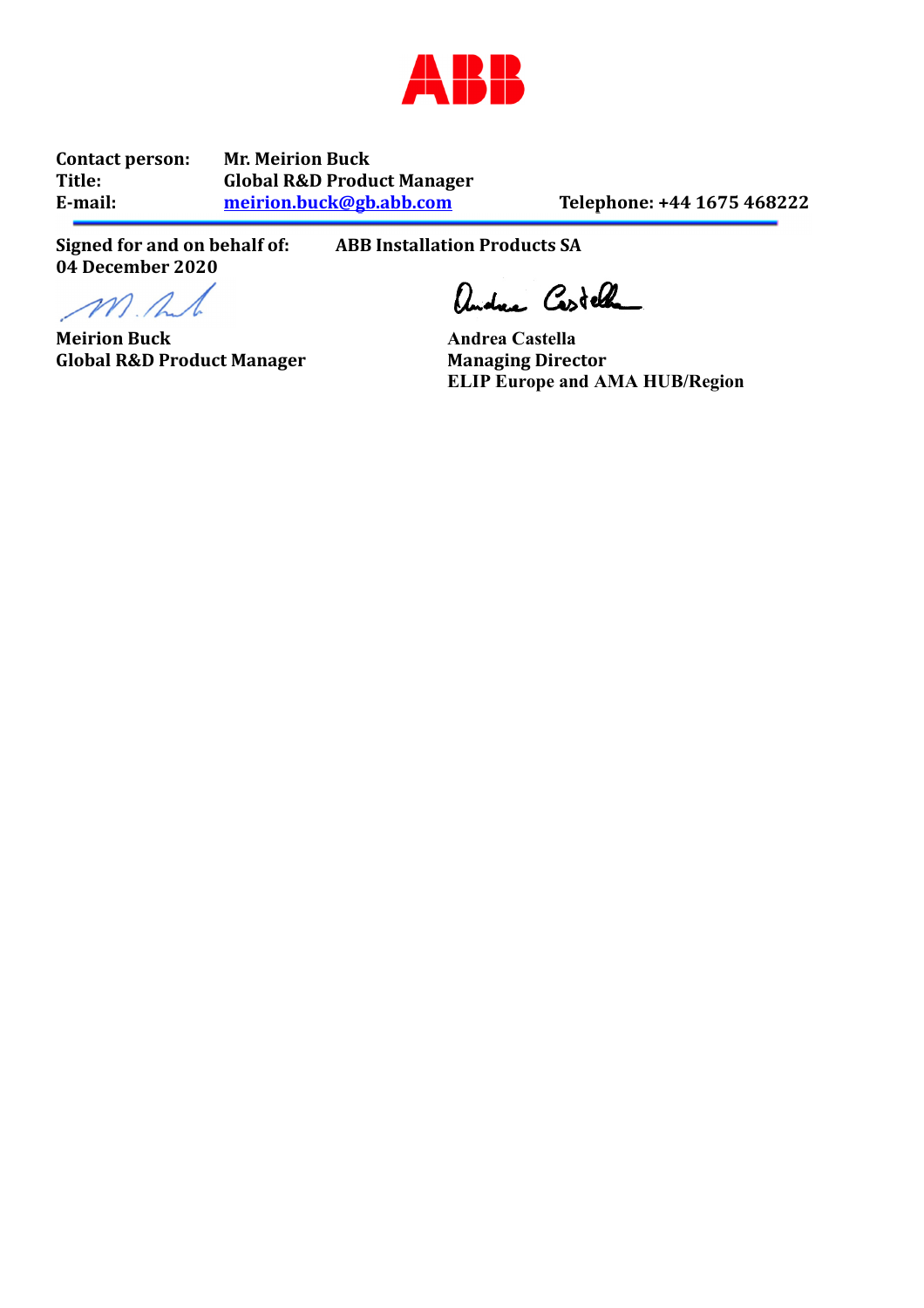**ABB**

| | | |
|---|---|---|
| **Contact person:** | **Mr. Meirion Buck** | |
| **Title:** | **Global R&D Product Manager** | |
| **E-mail:** | **meirion.buck@gb.abb.com** | **Telephone: +44 1675 468222** |

**Signed for and on behalf of:** **ABB Installation Products SA**
**04 December 2020**

**Meirion Buck**
**Global R&D Product Manager**

**Andrea Castella**
**Managing Director**
**ELIP Europe and AMA HUB/Region**